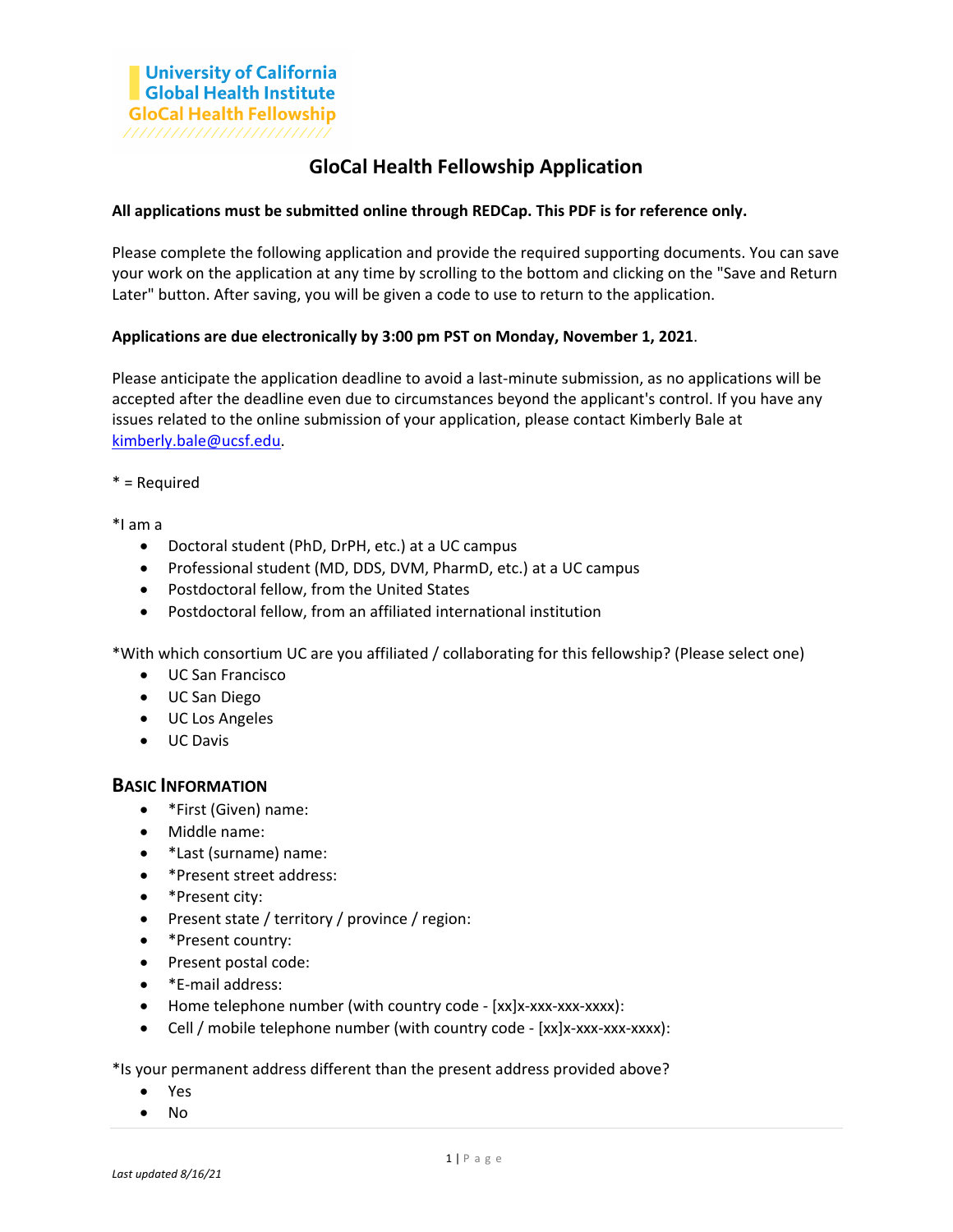University of California
Global Health Institute
GloCal Health Fellowship

# GloCal Health Fellowship Application

**All applications must be submitted online through REDCap. This PDF is for reference only.**

Please complete the following application and provide the required supporting documents. You can save your work on the application at any time by scrolling to the bottom and clicking on the "Save and Return Later" button. After saving, you will be given a code to use to return to the application.

**Applications are due electronically by 3:00 pm PST on Monday, November 1, 2021**.

Please anticipate the application deadline to avoid a last-minute submission, as no applications will be accepted after the deadline even due to circumstances beyond the applicant's control. If you have any issues related to the online submission of your application, please contact Kimberly Bale at kimberly.bale@ucsf.edu.

* = Required

*I am a

- Doctoral student (PhD, DrPH, etc.) at a UC campus
- Professional student (MD, DDS, DVM, PharmD, etc.) at a UC campus
- Postdoctoral fellow, from the United States
- Postdoctoral fellow, from an affiliated international institution

*With which consortium UC are you affiliated / collaborating for this fellowship? (Please select one)

- UC San Francisco
- UC San Diego
- UC Los Angeles
- UC Davis

## Basic Information

- *First (Given) name:
- Middle name:
- *Last (surname) name:
- *Present street address:
- *Present city:
- Present state / territory / province / region:
- *Present country:
- Present postal code:
- *E-mail address:
- Home telephone number (with country code - [xx]x-xxx-xxx-xxxx):
- Cell / mobile telephone number (with country code - [xx]x-xxx-xxx-xxxx):

*Is your permanent address different than the present address provided above?

- Yes
- No

*Last updated 8/16/21*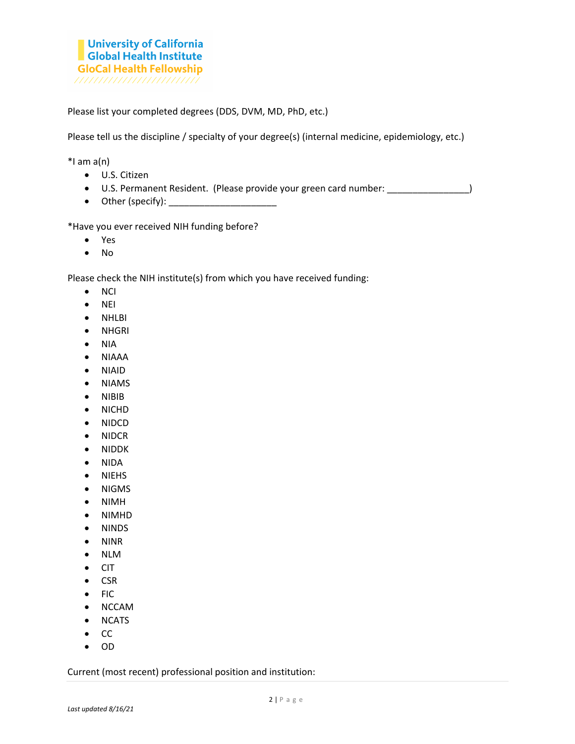Please list your completed degrees (DDS, DVM, MD, PhD, etc.)

Please tell us the discipline / specialty of your degree(s) (internal medicine, epidemiology, etc.)

*I am a(n)

- U.S. Citizen
- U.S. Permanent Resident. (Please provide your green card number: ________________)
- Other (specify): _____________________

*Have you ever received NIH funding before?

- Yes
- No

Please check the NIH institute(s) from which you have received funding:

- NCI
- NEI
- NHLBI
- NHGRI
- NIA
- NIAAA
- NIAID
- NIAMS
- NIBIB
- NICHD
- NIDCD
- NIDCR
- NIDDK
- NIDA
- NIEHS
- NIGMS
- NIMH
- NIMHD
- NINDS
- NINR
- NLM
- CIT
- CSR
- FIC
- NCCAM
- NCATS
- CC
- OD

Current (most recent) professional position and institution: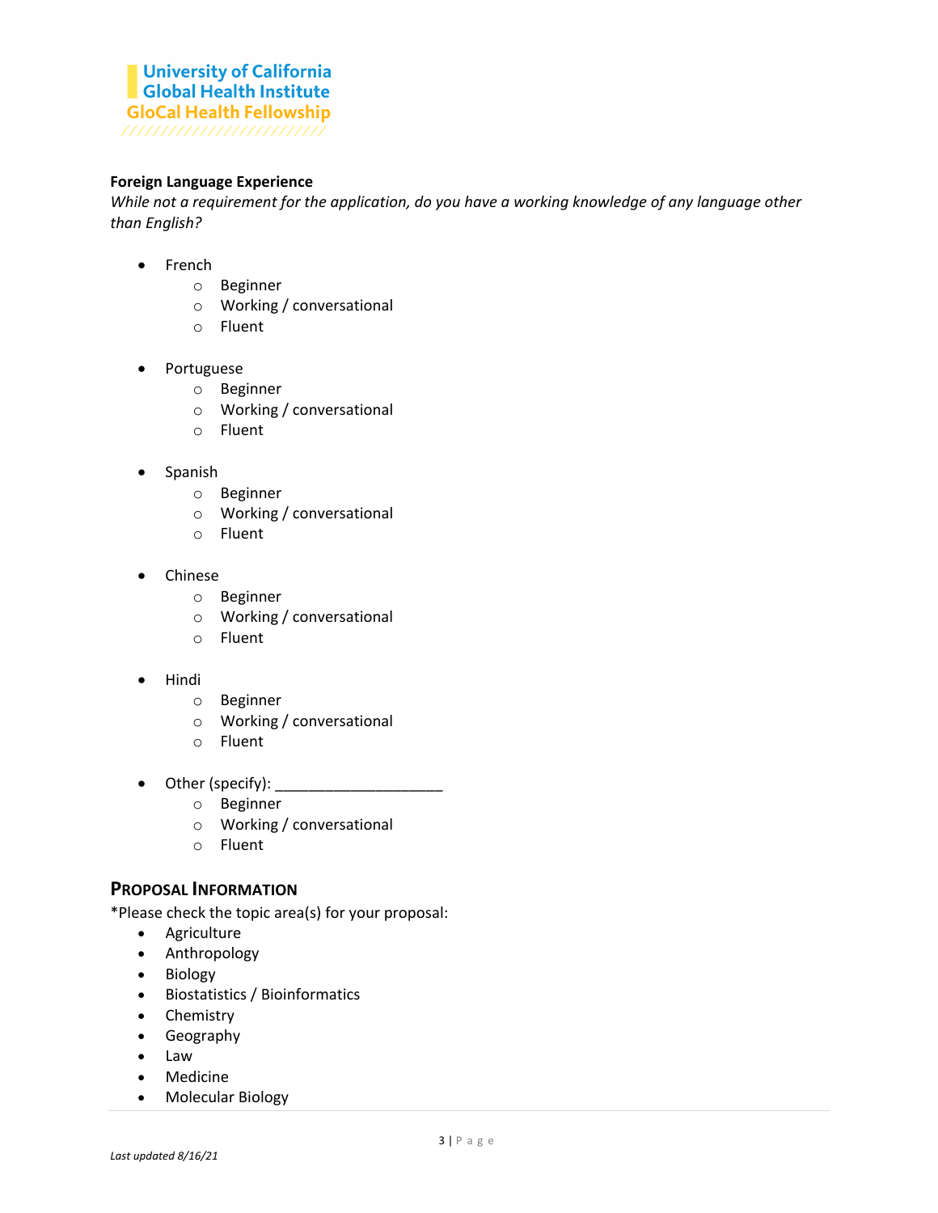**Foreign Language Experience**

*While not a requirement for the application, do you have a working knowledge of any language other than English?*

- French
  - Beginner
  - Working / conversational
  - Fluent

- Portuguese
  - Beginner
  - Working / conversational
  - Fluent

- Spanish
  - Beginner
  - Working / conversational
  - Fluent

- Chinese
  - Beginner
  - Working / conversational
  - Fluent

- Hindi
  - Beginner
  - Working / conversational
  - Fluent

- Other (specify): ____________________
  - Beginner
  - Working / conversational
  - Fluent

## PROPOSAL INFORMATION

*Please check the topic area(s) for your proposal:

- Agriculture
- Anthropology
- Biology
- Biostatistics / Bioinformatics
- Chemistry
- Geography
- Law
- Medicine
- Molecular Biology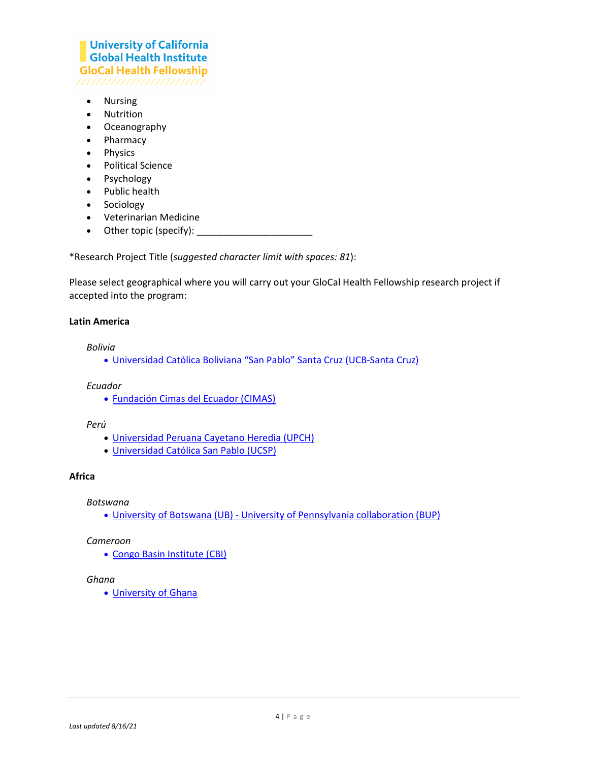- Nursing
- Nutrition
- Oceanography
- Pharmacy
- Physics
- Political Science
- Psychology
- Public health
- Sociology
- Veterinarian Medicine
- Other topic (specify): ______________________

*Research Project Title (*suggested character limit with spaces: 81*):

Please select geographical where you will carry out your GloCal Health Fellowship research project if accepted into the program:

**Latin America**

*Bolivia*

- Universidad Católica Boliviana “San Pablo” Santa Cruz (UCB-Santa Cruz)

*Ecuador*

- Fundación Cimas del Ecuador (CIMAS)

*Perú*

- Universidad Peruana Cayetano Heredia (UPCH)
- Universidad Católica San Pablo (UCSP)

**Africa**

*Botswana*

- University of Botswana (UB) - University of Pennsylvania collaboration (BUP)

*Cameroon*

- Congo Basin Institute (CBI)

*Ghana*

- University of Ghana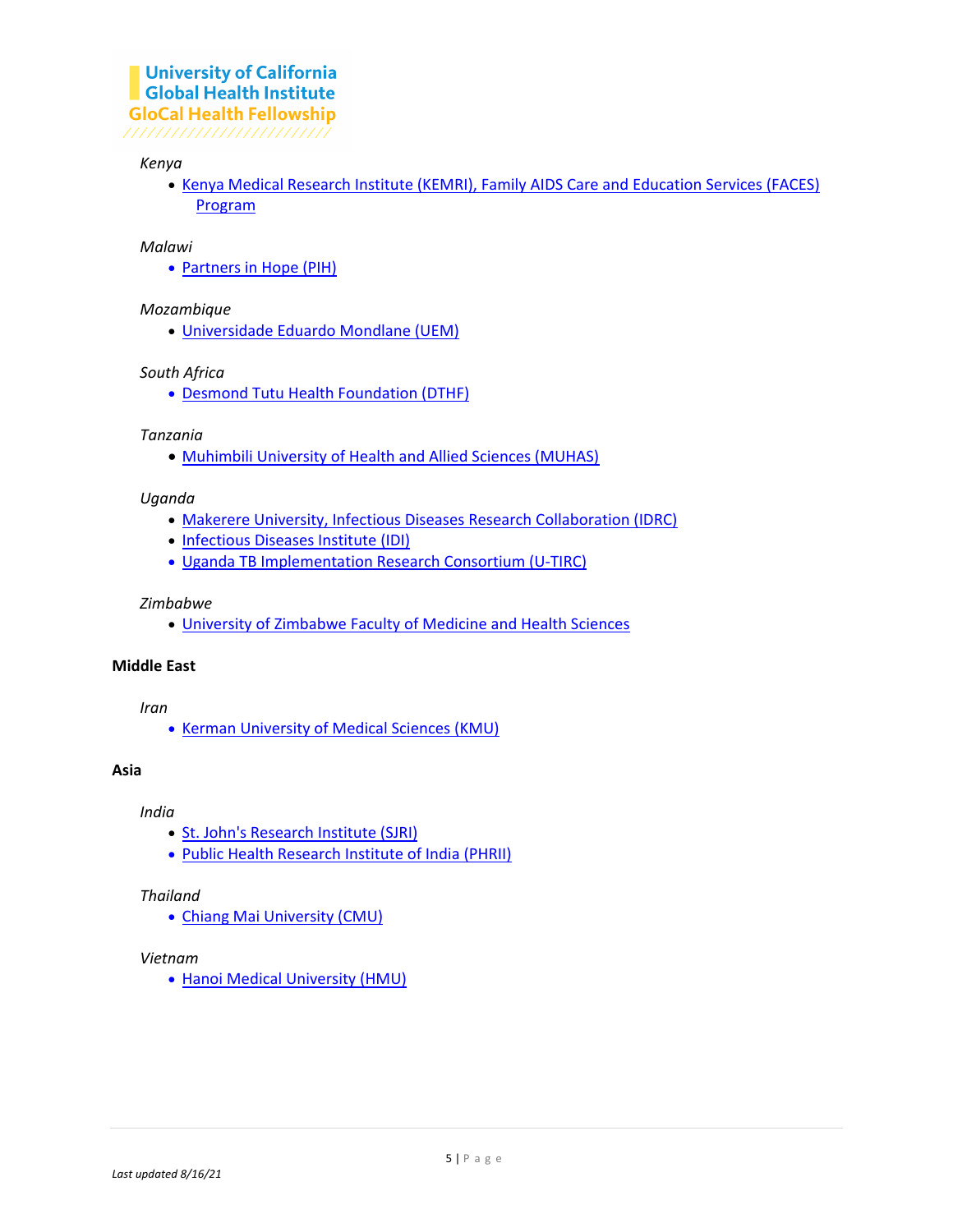*Kenya*

- Kenya Medical Research Institute (KEMRI), Family AIDS Care and Education Services (FACES) Program

*Malawi*

- Partners in Hope (PIH)

*Mozambique*

- Universidade Eduardo Mondlane (UEM)

*South Africa*

- Desmond Tutu Health Foundation (DTHF)

*Tanzania*

- Muhimbili University of Health and Allied Sciences (MUHAS)

*Uganda*

- Makerere University, Infectious Diseases Research Collaboration (IDRC)
- Infectious Diseases Institute (IDI)
- Uganda TB Implementation Research Consortium (U-TIRC)

*Zimbabwe*

- University of Zimbabwe Faculty of Medicine and Health Sciences

**Middle East**

*Iran*

- Kerman University of Medical Sciences (KMU)

**Asia**

*India*

- St. John's Research Institute (SJRI)
- Public Health Research Institute of India (PHRII)

*Thailand*

- Chiang Mai University (CMU)

*Vietnam*

- Hanoi Medical University (HMU)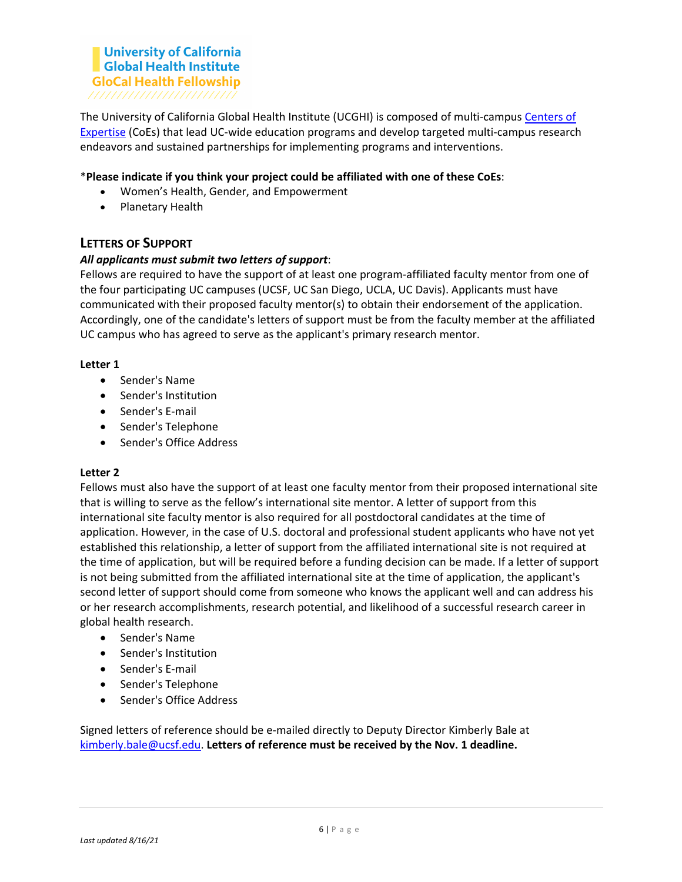The University of California Global Health Institute (UCGHI) is composed of multi-campus [Centers of Expertise](#) (CoEs) that lead UC-wide education programs and develop targeted multi-campus research endeavors and sustained partnerships for implementing programs and interventions.

\***Please indicate if you think your project could be affiliated with one of these CoEs**:

- Women's Health, Gender, and Empowerment
- Planetary Health

## LETTERS OF SUPPORT

***All applicants must submit two letters of support***:

Fellows are required to have the support of at least one program-affiliated faculty mentor from one of the four participating UC campuses (UCSF, UC San Diego, UCLA, UC Davis). Applicants must have communicated with their proposed faculty mentor(s) to obtain their endorsement of the application. Accordingly, one of the candidate's letters of support must be from the faculty member at the affiliated UC campus who has agreed to serve as the applicant's primary research mentor.

**Letter 1**

- Sender's Name
- Sender's Institution
- Sender's E-mail
- Sender's Telephone
- Sender's Office Address

**Letter 2**

Fellows must also have the support of at least one faculty mentor from their proposed international site that is willing to serve as the fellow's international site mentor. A letter of support from this international site faculty mentor is also required for all postdoctoral candidates at the time of application. However, in the case of U.S. doctoral and professional student applicants who have not yet established this relationship, a letter of support from the affiliated international site is not required at the time of application, but will be required before a funding decision can be made. If a letter of support is not being submitted from the affiliated international site at the time of application, the applicant's second letter of support should come from someone who knows the applicant well and can address his or her research accomplishments, research potential, and likelihood of a successful research career in global health research.

- Sender's Name
- Sender's Institution
- Sender's E-mail
- Sender's Telephone
- Sender's Office Address

Signed letters of reference should be e-mailed directly to Deputy Director Kimberly Bale at [kimberly.bale@ucsf.edu](mailto:kimberly.bale@ucsf.edu). **Letters of reference must be received by the Nov. 1 deadline.**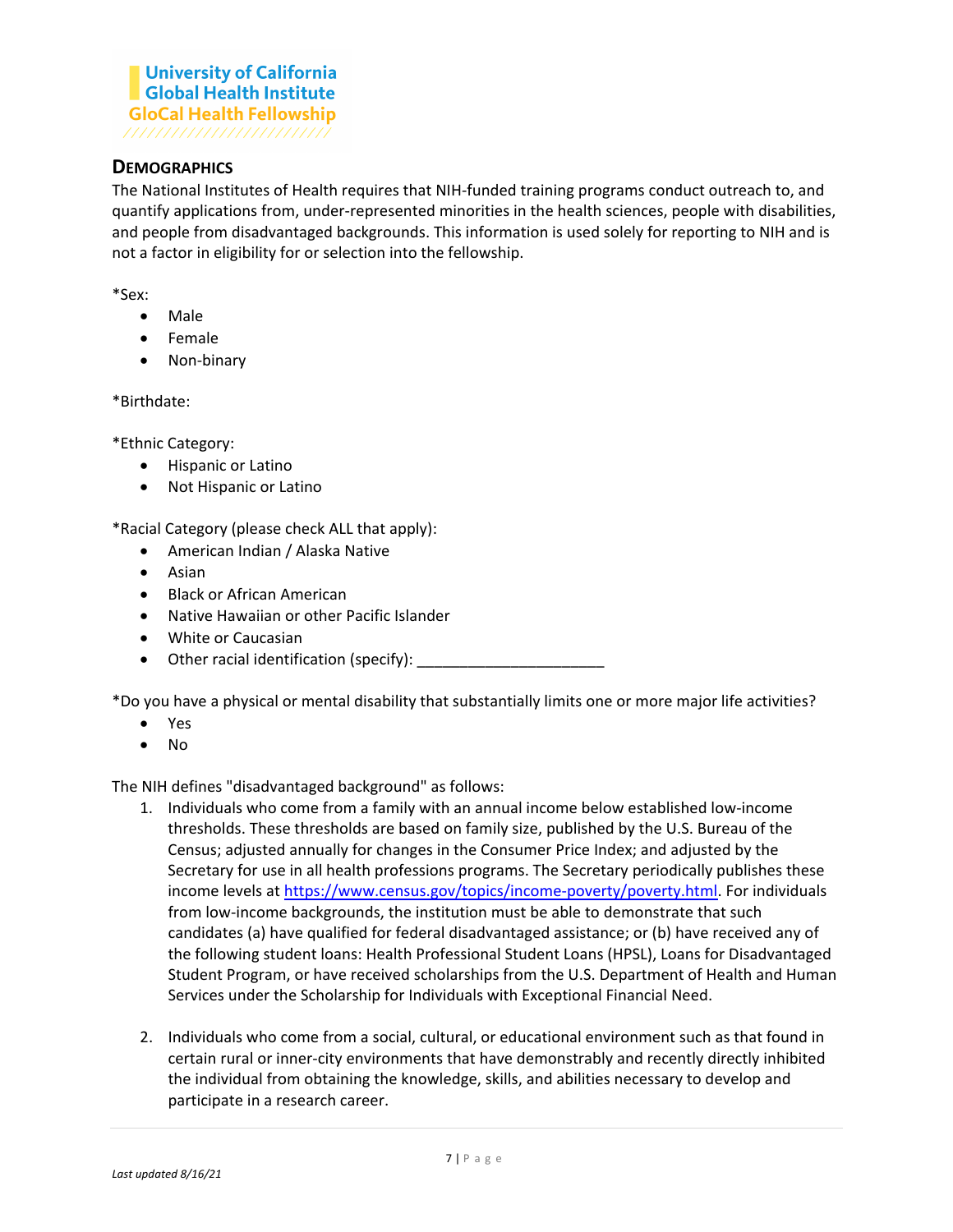University of California
Global Health Institute
GloCal Health Fellowship

## DEMOGRAPHICS

The National Institutes of Health requires that NIH-funded training programs conduct outreach to, and quantify applications from, under-represented minorities in the health sciences, people with disabilities, and people from disadvantaged backgrounds. This information is used solely for reporting to NIH and is not a factor in eligibility for or selection into the fellowship.

*Sex:

- Male
- Female
- Non-binary

*Birthdate:

*Ethnic Category:

- Hispanic or Latino
- Not Hispanic or Latino

*Racial Category (please check ALL that apply):

- American Indian / Alaska Native
- Asian
- Black or African American
- Native Hawaiian or other Pacific Islander
- White or Caucasian
- Other racial identification (specify): ______________________

*Do you have a physical or mental disability that substantially limits one or more major life activities?

- Yes
- No

The NIH defines "disadvantaged background" as follows:

1. Individuals who come from a family with an annual income below established low-income thresholds. These thresholds are based on family size, published by the U.S. Bureau of the Census; adjusted annually for changes in the Consumer Price Index; and adjusted by the Secretary for use in all health professions programs. The Secretary periodically publishes these income levels at [https://www.census.gov/topics/income-poverty/poverty.html](https://www.census.gov/topics/income-poverty/poverty.html). For individuals from low-income backgrounds, the institution must be able to demonstrate that such candidates (a) have qualified for federal disadvantaged assistance; or (b) have received any of the following student loans: Health Professional Student Loans (HPSL), Loans for Disadvantaged Student Program, or have received scholarships from the U.S. Department of Health and Human Services under the Scholarship for Individuals with Exceptional Financial Need.

2. Individuals who come from a social, cultural, or educational environment such as that found in certain rural or inner-city environments that have demonstrably and recently directly inhibited the individual from obtaining the knowledge, skills, and abilities necessary to develop and participate in a research career.

*Last updated 8/16/21*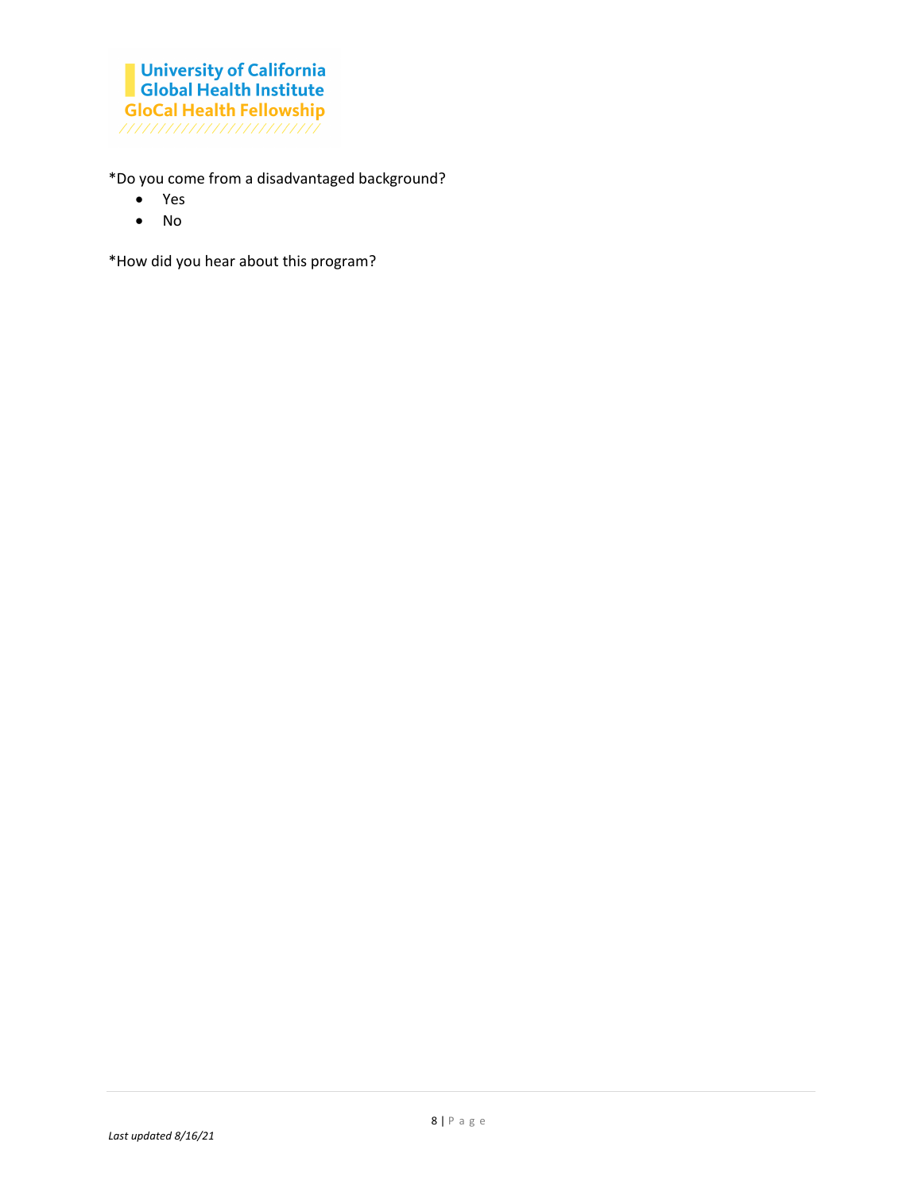*Do you come from a disadvantaged background?

- Yes
- No

*How did you hear about this program?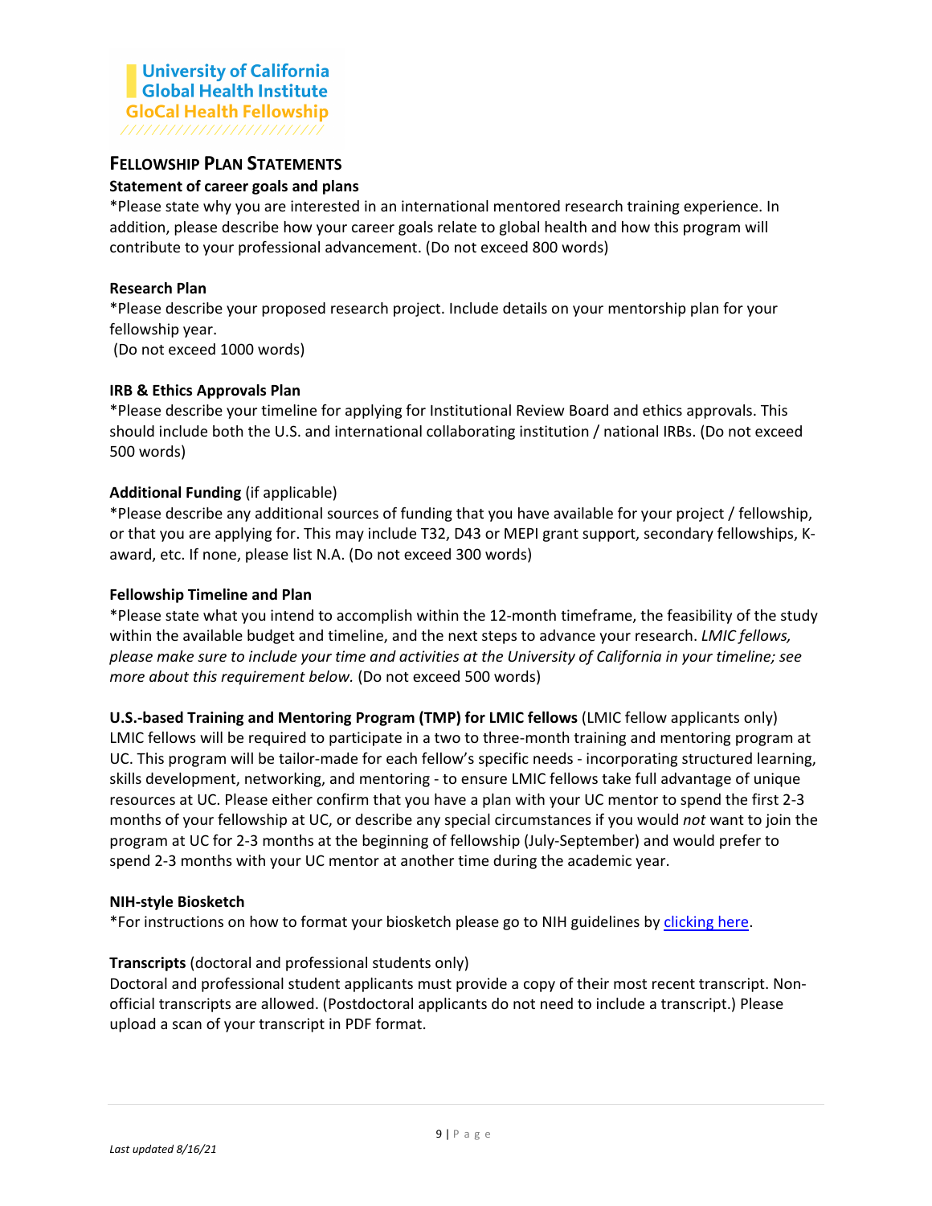University of California
Global Health Institute
GloCal Health Fellowship

## Fellowship Plan Statements

**Statement of career goals and plans**

*Please state why you are interested in an international mentored research training experience. In addition, please describe how your career goals relate to global health and how this program will contribute to your professional advancement. (Do not exceed 800 words)

**Research Plan**

*Please describe your proposed research project. Include details on your mentorship plan for your fellowship year.
(Do not exceed 1000 words)

**IRB & Ethics Approvals Plan**

*Please describe your timeline for applying for Institutional Review Board and ethics approvals. This should include both the U.S. and international collaborating institution / national IRBs. (Do not exceed 500 words)

**Additional Funding** (if applicable)

*Please describe any additional sources of funding that you have available for your project / fellowship, or that you are applying for. This may include T32, D43 or MEPI grant support, secondary fellowships, K-award, etc. If none, please list N.A. (Do not exceed 300 words)

**Fellowship Timeline and Plan**

*Please state what you intend to accomplish within the 12-month timeframe, the feasibility of the study within the available budget and timeline, and the next steps to advance your research. *LMIC fellows, please make sure to include your time and activities at the University of California in your timeline; see more about this requirement below.* (Do not exceed 500 words)

**U.S.-based Training and Mentoring Program (TMP) for LMIC fellows** (LMIC fellow applicants only)

LMIC fellows will be required to participate in a two to three-month training and mentoring program at UC. This program will be tailor-made for each fellow's specific needs - incorporating structured learning, skills development, networking, and mentoring - to ensure LMIC fellows take full advantage of unique resources at UC. Please either confirm that you have a plan with your UC mentor to spend the first 2-3 months of your fellowship at UC, or describe any special circumstances if you would *not* want to join the program at UC for 2-3 months at the beginning of fellowship (July-September) and would prefer to spend 2-3 months with your UC mentor at another time during the academic year.

**NIH-style Biosketch**

*For instructions on how to format your biosketch please go to NIH guidelines by clicking here.

**Transcripts** (doctoral and professional students only)

Doctoral and professional student applicants must provide a copy of their most recent transcript. Non-official transcripts are allowed. (Postdoctoral applicants do not need to include a transcript.) Please upload a scan of your transcript in PDF format.

*Last updated 8/16/21*